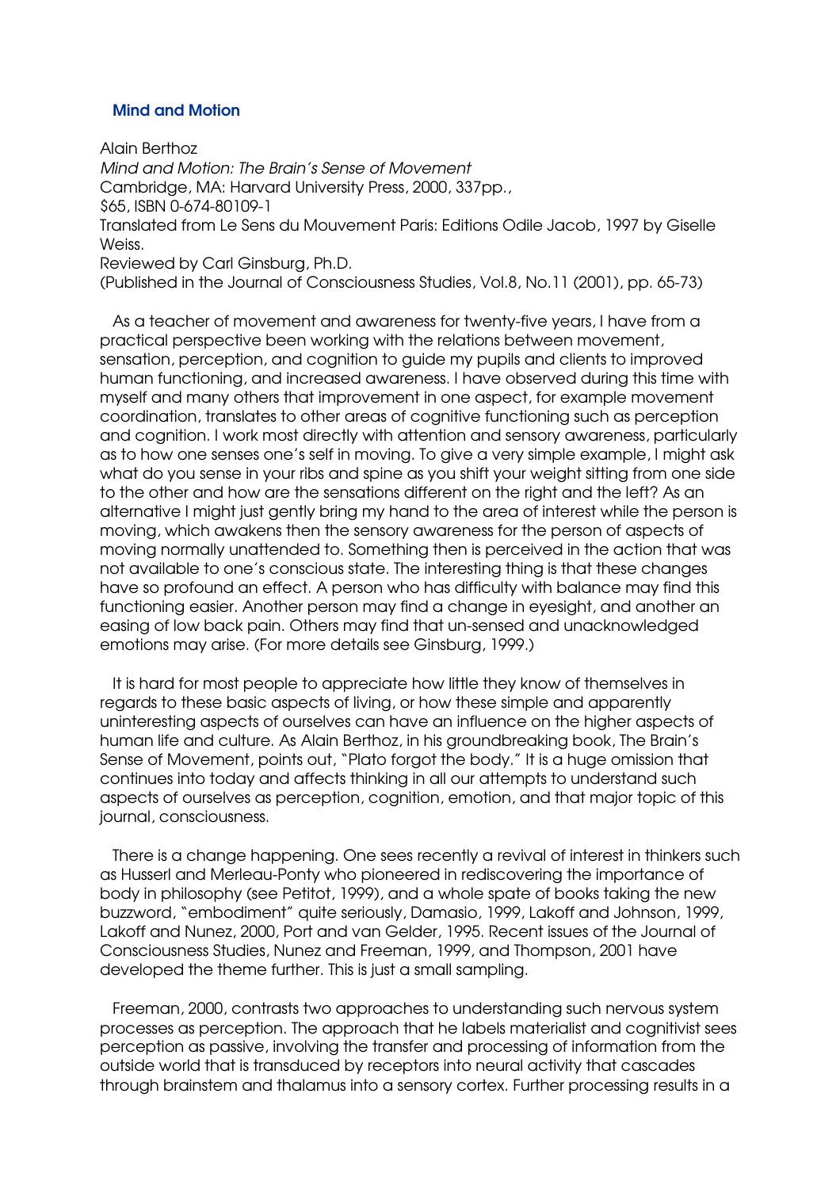## Mind and Motion

Alain Berthoz  
*Mind and Motion: The Brain's Sense of Movement*  
Cambridge, MA: Harvard University Press, 2000, 337pp.,  
$65, ISBN 0-674-80109-1  
Translated from Le Sens du Mouvement Paris: Editions Odile Jacob, 1997 by Giselle Weiss.  
Reviewed by Carl Ginsburg, Ph.D.  
(Published in the Journal of Consciousness Studies, Vol.8, No.11 (2001), pp. 65-73)

As a teacher of movement and awareness for twenty-five years, I have from a practical perspective been working with the relations between movement, sensation, perception, and cognition to guide my pupils and clients to improved human functioning, and increased awareness. I have observed during this time with myself and many others that improvement in one aspect, for example movement coordination, translates to other areas of cognitive functioning such as perception and cognition. I work most directly with attention and sensory awareness, particularly as to how one senses one's self in moving. To give a very simple example, I might ask what do you sense in your ribs and spine as you shift your weight sitting from one side to the other and how are the sensations different on the right and the left? As an alternative I might just gently bring my hand to the area of interest while the person is moving, which awakens then the sensory awareness for the person of aspects of moving normally unattended to. Something then is perceived in the action that was not available to one's conscious state. The interesting thing is that these changes have so profound an effect. A person who has difficulty with balance may find this functioning easier. Another person may find a change in eyesight, and another an easing of low back pain. Others may find that un-sensed and unacknowledged emotions may arise. (For more details see Ginsburg, 1999.)

It is hard for most people to appreciate how little they know of themselves in regards to these basic aspects of living, or how these simple and apparently uninteresting aspects of ourselves can have an influence on the higher aspects of human life and culture. As Alain Berthoz, in his groundbreaking book, The Brain's Sense of Movement, points out, "Plato forgot the body." It is a huge omission that continues into today and affects thinking in all our attempts to understand such aspects of ourselves as perception, cognition, emotion, and that major topic of this journal, consciousness.

There is a change happening. One sees recently a revival of interest in thinkers such as Husserl and Merleau-Ponty who pioneered in rediscovering the importance of body in philosophy (see Petitot, 1999), and a whole spate of books taking the new buzzword, "embodiment" quite seriously, Damasio, 1999, Lakoff and Johnson, 1999, Lakoff and Nunez, 2000, Port and van Gelder, 1995. Recent issues of the Journal of Consciousness Studies, Nunez and Freeman, 1999, and Thompson, 2001 have developed the theme further. This is just a small sampling.

Freeman, 2000, contrasts two approaches to understanding such nervous system processes as perception. The approach that he labels materialist and cognitivist sees perception as passive, involving the transfer and processing of information from the outside world that is transduced by receptors into neural activity that cascades through brainstem and thalamus into a sensory cortex. Further processing results in a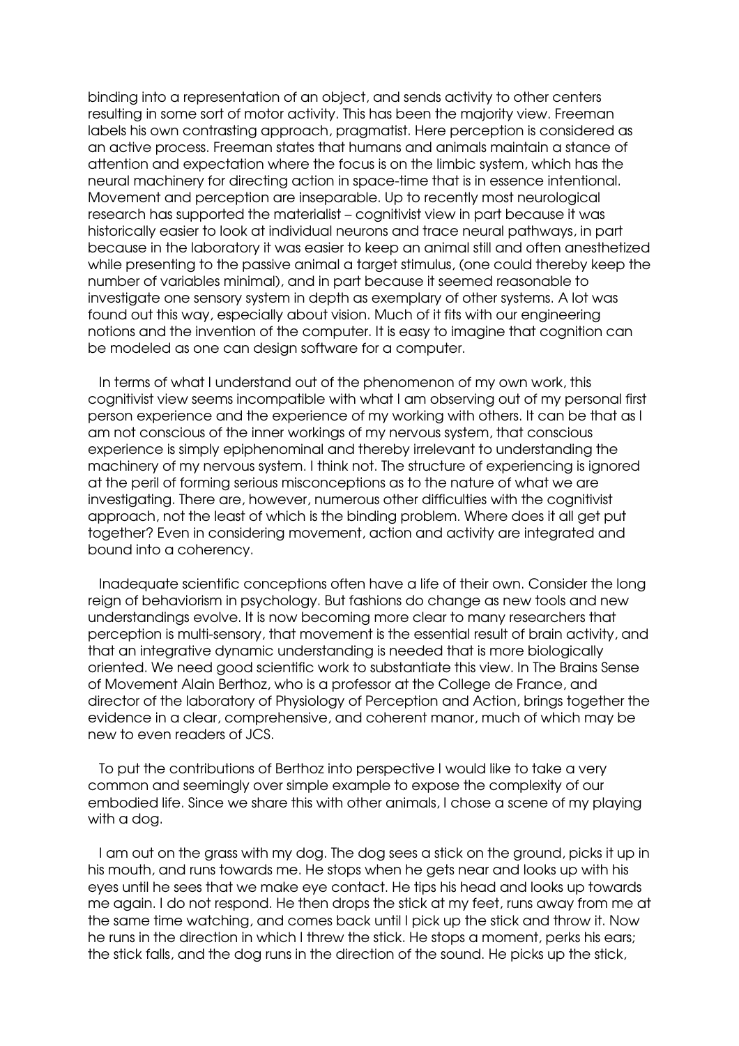binding into a representation of an object, and sends activity to other centers resulting in some sort of motor activity. This has been the majority view. Freeman labels his own contrasting approach, pragmatist. Here perception is considered as an active process. Freeman states that humans and animals maintain a stance of attention and expectation where the focus is on the limbic system, which has the neural machinery for directing action in space-time that is in essence intentional. Movement and perception are inseparable. Up to recently most neurological research has supported the materialist – cognitivist view in part because it was historically easier to look at individual neurons and trace neural pathways, in part because in the laboratory it was easier to keep an animal still and often anesthetized while presenting to the passive animal a target stimulus, (one could thereby keep the number of variables minimal), and in part because it seemed reasonable to investigate one sensory system in depth as exemplary of other systems. A lot was found out this way, especially about vision. Much of it fits with our engineering notions and the invention of the computer. It is easy to imagine that cognition can be modeled as one can design software for a computer.

In terms of what I understand out of the phenomenon of my own work, this cognitivist view seems incompatible with what I am observing out of my personal first person experience and the experience of my working with others. It can be that as I am not conscious of the inner workings of my nervous system, that conscious experience is simply epiphenominal and thereby irrelevant to understanding the machinery of my nervous system. I think not. The structure of experiencing is ignored at the peril of forming serious misconceptions as to the nature of what we are investigating. There are, however, numerous other difficulties with the cognitivist approach, not the least of which is the binding problem. Where does it all get put together? Even in considering movement, action and activity are integrated and bound into a coherency.

Inadequate scientific conceptions often have a life of their own. Consider the long reign of behaviorism in psychology. But fashions do change as new tools and new understandings evolve. It is now becoming more clear to many researchers that perception is multi-sensory, that movement is the essential result of brain activity, and that an integrative dynamic understanding is needed that is more biologically oriented. We need good scientific work to substantiate this view. In The Brains Sense of Movement Alain Berthoz, who is a professor at the College de France, and director of the laboratory of Physiology of Perception and Action, brings together the evidence in a clear, comprehensive, and coherent manor, much of which may be new to even readers of JCS.

To put the contributions of Berthoz into perspective I would like to take a very common and seemingly over simple example to expose the complexity of our embodied life. Since we share this with other animals, I chose a scene of my playing with a dog.

I am out on the grass with my dog. The dog sees a stick on the ground, picks it up in his mouth, and runs towards me. He stops when he gets near and looks up with his eyes until he sees that we make eye contact. He tips his head and looks up towards me again. I do not respond. He then drops the stick at my feet, runs away from me at the same time watching, and comes back until I pick up the stick and throw it. Now he runs in the direction in which I threw the stick. He stops a moment, perks his ears; the stick falls, and the dog runs in the direction of the sound. He picks up the stick,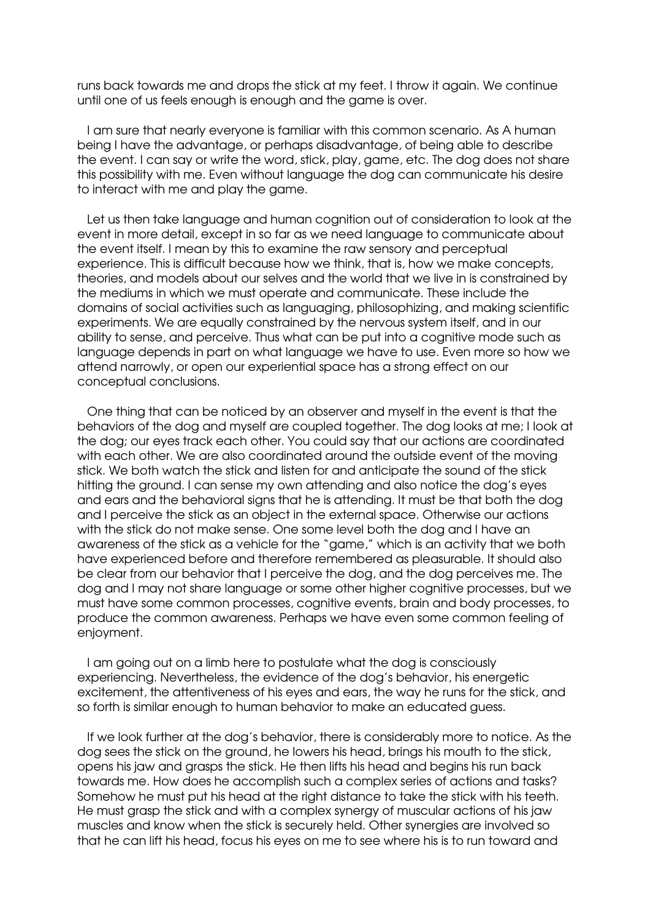runs back towards me and drops the stick at my feet. I throw it again. We continue until one of us feels enough is enough and the game is over.

I am sure that nearly everyone is familiar with this common scenario. As A human being I have the advantage, or perhaps disadvantage, of being able to describe the event. I can say or write the word, stick, play, game, etc. The dog does not share this possibility with me. Even without language the dog can communicate his desire to interact with me and play the game.

Let us then take language and human cognition out of consideration to look at the event in more detail, except in so far as we need language to communicate about the event itself. I mean by this to examine the raw sensory and perceptual experience. This is difficult because how we think, that is, how we make concepts, theories, and models about our selves and the world that we live in is constrained by the mediums in which we must operate and communicate. These include the domains of social activities such as languaging, philosophizing, and making scientific experiments. We are equally constrained by the nervous system itself, and in our ability to sense, and perceive. Thus what can be put into a cognitive mode such as language depends in part on what language we have to use. Even more so how we attend narrowly, or open our experiential space has a strong effect on our conceptual conclusions.

One thing that can be noticed by an observer and myself in the event is that the behaviors of the dog and myself are coupled together. The dog looks at me; I look at the dog; our eyes track each other. You could say that our actions are coordinated with each other. We are also coordinated around the outside event of the moving stick. We both watch the stick and listen for and anticipate the sound of the stick hitting the ground. I can sense my own attending and also notice the dog's eyes and ears and the behavioral signs that he is attending. It must be that both the dog and I perceive the stick as an object in the external space. Otherwise our actions with the stick do not make sense. One some level both the dog and I have an awareness of the stick as a vehicle for the "game," which is an activity that we both have experienced before and therefore remembered as pleasurable. It should also be clear from our behavior that I perceive the dog, and the dog perceives me. The dog and I may not share language or some other higher cognitive processes, but we must have some common processes, cognitive events, brain and body processes, to produce the common awareness. Perhaps we have even some common feeling of enjoyment.

I am going out on a limb here to postulate what the dog is consciously experiencing. Nevertheless, the evidence of the dog's behavior, his energetic excitement, the attentiveness of his eyes and ears, the way he runs for the stick, and so forth is similar enough to human behavior to make an educated guess.

If we look further at the dog's behavior, there is considerably more to notice. As the dog sees the stick on the ground, he lowers his head, brings his mouth to the stick, opens his jaw and grasps the stick. He then lifts his head and begins his run back towards me. How does he accomplish such a complex series of actions and tasks? Somehow he must put his head at the right distance to take the stick with his teeth. He must grasp the stick and with a complex synergy of muscular actions of his jaw muscles and know when the stick is securely held. Other synergies are involved so that he can lift his head, focus his eyes on me to see where his is to run toward and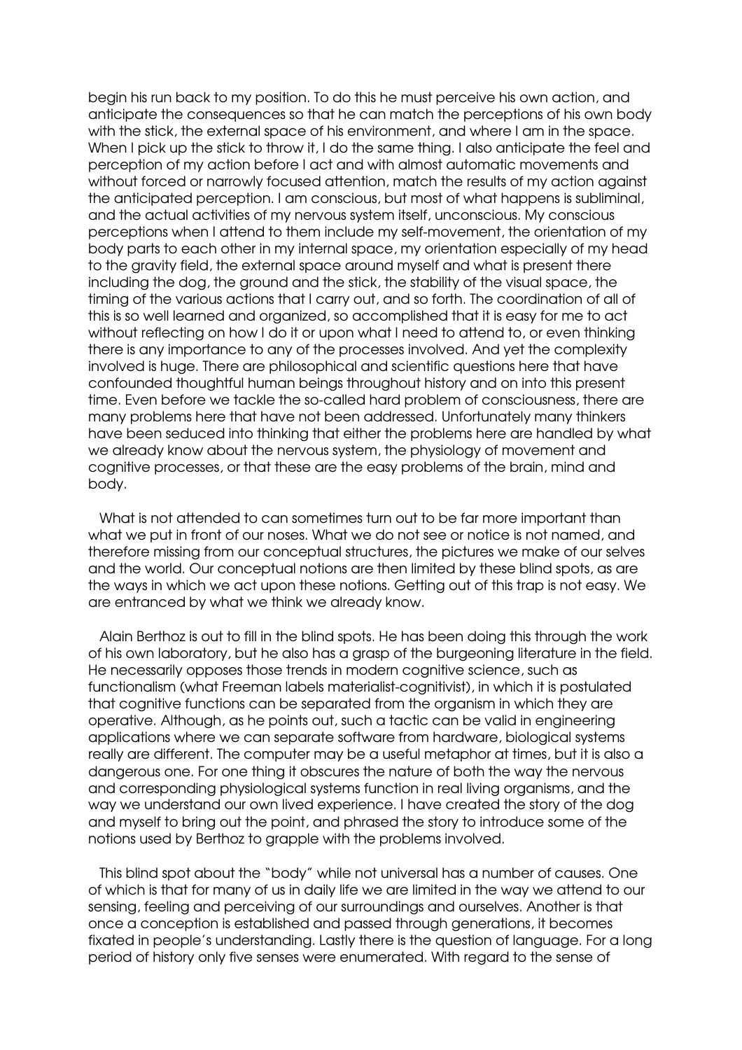begin his run back to my position. To do this he must perceive his own action, and anticipate the consequences so that he can match the perceptions of his own body with the stick, the external space of his environment, and where I am in the space. When I pick up the stick to throw it, I do the same thing. I also anticipate the feel and perception of my action before I act and with almost automatic movements and without forced or narrowly focused attention, match the results of my action against the anticipated perception. I am conscious, but most of what happens is subliminal, and the actual activities of my nervous system itself, unconscious. My conscious perceptions when I attend to them include my self-movement, the orientation of my body parts to each other in my internal space, my orientation especially of my head to the gravity field, the external space around myself and what is present there including the dog, the ground and the stick, the stability of the visual space, the timing of the various actions that I carry out, and so forth. The coordination of all of this is so well learned and organized, so accomplished that it is easy for me to act without reflecting on how I do it or upon what I need to attend to, or even thinking there is any importance to any of the processes involved. And yet the complexity involved is huge. There are philosophical and scientific questions here that have confounded thoughtful human beings throughout history and on into this present time. Even before we tackle the so-called hard problem of consciousness, there are many problems here that have not been addressed. Unfortunately many thinkers have been seduced into thinking that either the problems here are handled by what we already know about the nervous system, the physiology of movement and cognitive processes, or that these are the easy problems of the brain, mind and body.

What is not attended to can sometimes turn out to be far more important than what we put in front of our noses. What we do not see or notice is not named, and therefore missing from our conceptual structures, the pictures we make of our selves and the world. Our conceptual notions are then limited by these blind spots, as are the ways in which we act upon these notions. Getting out of this trap is not easy. We are entranced by what we think we already know.

Alain Berthoz is out to fill in the blind spots. He has been doing this through the work of his own laboratory, but he also has a grasp of the burgeoning literature in the field. He necessarily opposes those trends in modern cognitive science, such as functionalism (what Freeman labels materialist-cognitivist), in which it is postulated that cognitive functions can be separated from the organism in which they are operative. Although, as he points out, such a tactic can be valid in engineering applications where we can separate software from hardware, biological systems really are different. The computer may be a useful metaphor at times, but it is also a dangerous one. For one thing it obscures the nature of both the way the nervous and corresponding physiological systems function in real living organisms, and the way we understand our own lived experience. I have created the story of the dog and myself to bring out the point, and phrased the story to introduce some of the notions used by Berthoz to grapple with the problems involved.

This blind spot about the "body" while not universal has a number of causes. One of which is that for many of us in daily life we are limited in the way we attend to our sensing, feeling and perceiving of our surroundings and ourselves. Another is that once a conception is established and passed through generations, it becomes fixated in people's understanding. Lastly there is the question of language. For a long period of history only five senses were enumerated. With regard to the sense of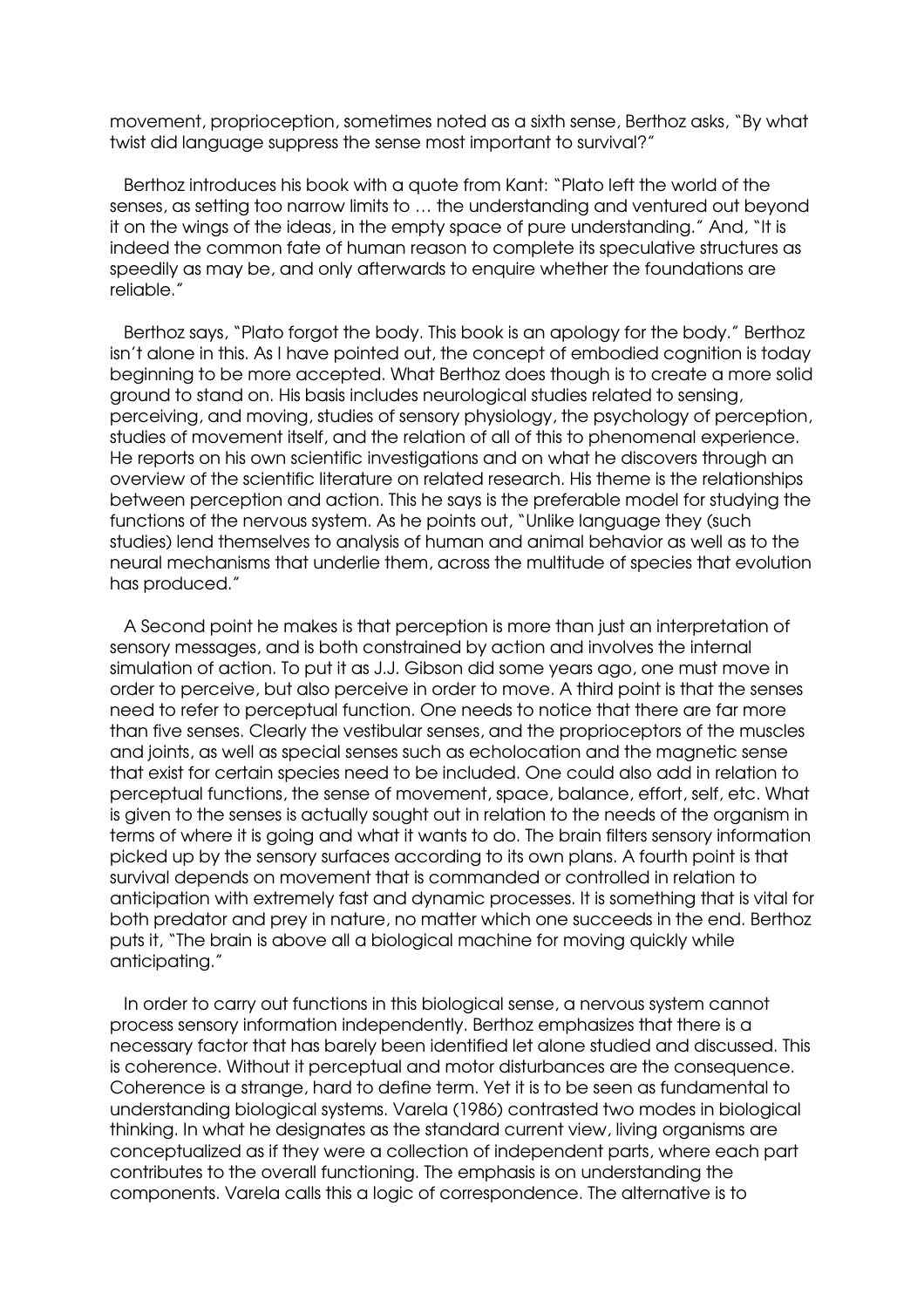movement, proprioception, sometimes noted as a sixth sense, Berthoz asks, "By what twist did language suppress the sense most important to survival?"

Berthoz introduces his book with a quote from Kant: "Plato left the world of the senses, as setting too narrow limits to … the understanding and ventured out beyond it on the wings of the ideas, in the empty space of pure understanding." And, "It is indeed the common fate of human reason to complete its speculative structures as speedily as may be, and only afterwards to enquire whether the foundations are reliable."

Berthoz says, "Plato forgot the body. This book is an apology for the body." Berthoz isn't alone in this. As I have pointed out, the concept of embodied cognition is today beginning to be more accepted. What Berthoz does though is to create a more solid ground to stand on. His basis includes neurological studies related to sensing, perceiving, and moving, studies of sensory physiology, the psychology of perception, studies of movement itself, and the relation of all of this to phenomenal experience. He reports on his own scientific investigations and on what he discovers through an overview of the scientific literature on related research. His theme is the relationships between perception and action. This he says is the preferable model for studying the functions of the nervous system. As he points out, "Unlike language they (such studies) lend themselves to analysis of human and animal behavior as well as to the neural mechanisms that underlie them, across the multitude of species that evolution has produced."

A Second point he makes is that perception is more than just an interpretation of sensory messages, and is both constrained by action and involves the internal simulation of action. To put it as J.J. Gibson did some years ago, one must move in order to perceive, but also perceive in order to move. A third point is that the senses need to refer to perceptual function. One needs to notice that there are far more than five senses. Clearly the vestibular senses, and the proprioceptors of the muscles and joints, as well as special senses such as echolocation and the magnetic sense that exist for certain species need to be included. One could also add in relation to perceptual functions, the sense of movement, space, balance, effort, self, etc. What is given to the senses is actually sought out in relation to the needs of the organism in terms of where it is going and what it wants to do. The brain filters sensory information picked up by the sensory surfaces according to its own plans. A fourth point is that survival depends on movement that is commanded or controlled in relation to anticipation with extremely fast and dynamic processes. It is something that is vital for both predator and prey in nature, no matter which one succeeds in the end. Berthoz puts it, "The brain is above all a biological machine for moving quickly while anticipating."

In order to carry out functions in this biological sense, a nervous system cannot process sensory information independently. Berthoz emphasizes that there is a necessary factor that has barely been identified let alone studied and discussed. This is coherence. Without it perceptual and motor disturbances are the consequence. Coherence is a strange, hard to define term. Yet it is to be seen as fundamental to understanding biological systems. Varela (1986) contrasted two modes in biological thinking. In what he designates as the standard current view, living organisms are conceptualized as if they were a collection of independent parts, where each part contributes to the overall functioning. The emphasis is on understanding the components. Varela calls this a logic of correspondence. The alternative is to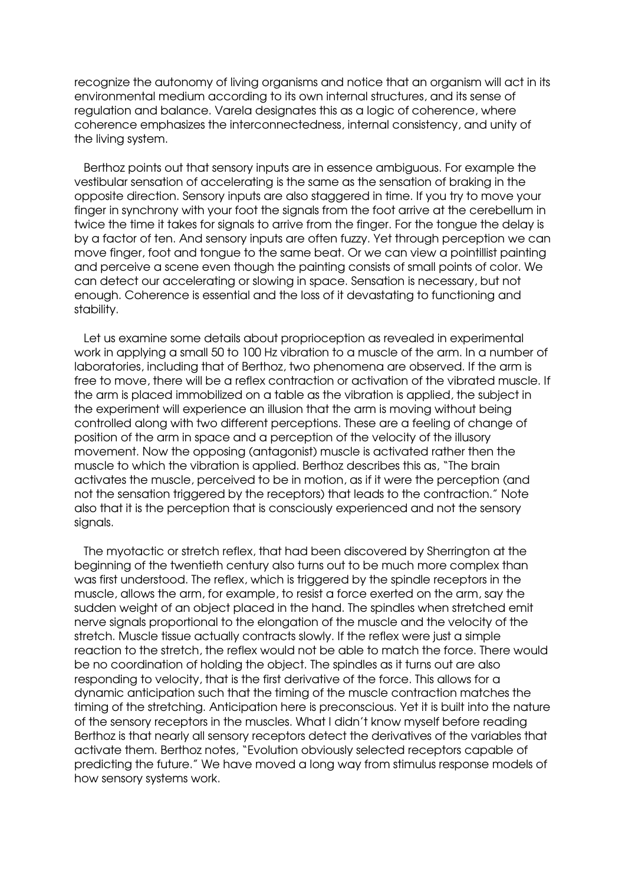recognize the autonomy of living organisms and notice that an organism will act in its environmental medium according to its own internal structures, and its sense of regulation and balance. Varela designates this as a logic of coherence, where coherence emphasizes the interconnectedness, internal consistency, and unity of the living system.

Berthoz points out that sensory inputs are in essence ambiguous. For example the vestibular sensation of accelerating is the same as the sensation of braking in the opposite direction. Sensory inputs are also staggered in time. If you try to move your finger in synchrony with your foot the signals from the foot arrive at the cerebellum in twice the time it takes for signals to arrive from the finger. For the tongue the delay is by a factor of ten. And sensory inputs are often fuzzy. Yet through perception we can move finger, foot and tongue to the same beat. Or we can view a pointillist painting and perceive a scene even though the painting consists of small points of color. We can detect our accelerating or slowing in space. Sensation is necessary, but not enough. Coherence is essential and the loss of it devastating to functioning and stability.

Let us examine some details about proprioception as revealed in experimental work in applying a small 50 to 100 Hz vibration to a muscle of the arm. In a number of laboratories, including that of Berthoz, two phenomena are observed. If the arm is free to move, there will be a reflex contraction or activation of the vibrated muscle. If the arm is placed immobilized on a table as the vibration is applied, the subject in the experiment will experience an illusion that the arm is moving without being controlled along with two different perceptions. These are a feeling of change of position of the arm in space and a perception of the velocity of the illusory movement. Now the opposing (antagonist) muscle is activated rather then the muscle to which the vibration is applied. Berthoz describes this as, "The brain activates the muscle, perceived to be in motion, as if it were the perception (and not the sensation triggered by the receptors) that leads to the contraction." Note also that it is the perception that is consciously experienced and not the sensory signals.

The myotactic or stretch reflex, that had been discovered by Sherrington at the beginning of the twentieth century also turns out to be much more complex than was first understood. The reflex, which is triggered by the spindle receptors in the muscle, allows the arm, for example, to resist a force exerted on the arm, say the sudden weight of an object placed in the hand. The spindles when stretched emit nerve signals proportional to the elongation of the muscle and the velocity of the stretch. Muscle tissue actually contracts slowly. If the reflex were just a simple reaction to the stretch, the reflex would not be able to match the force. There would be no coordination of holding the object. The spindles as it turns out are also responding to velocity, that is the first derivative of the force. This allows for a dynamic anticipation such that the timing of the muscle contraction matches the timing of the stretching. Anticipation here is preconscious. Yet it is built into the nature of the sensory receptors in the muscles. What I didn't know myself before reading Berthoz is that nearly all sensory receptors detect the derivatives of the variables that activate them. Berthoz notes, "Evolution obviously selected receptors capable of predicting the future." We have moved a long way from stimulus response models of how sensory systems work.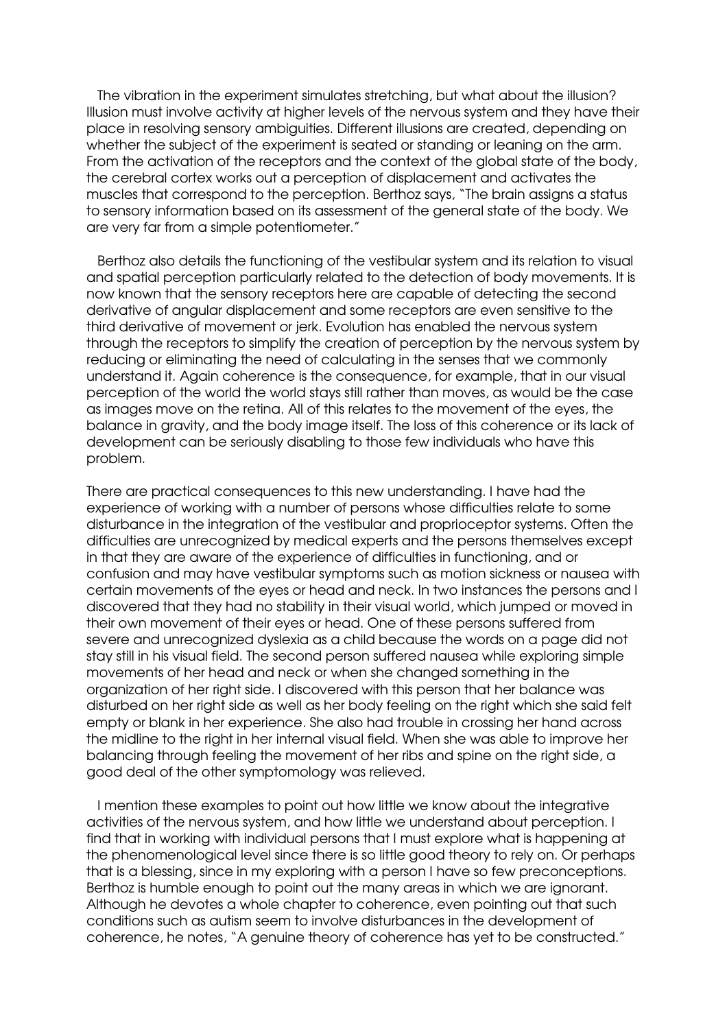The vibration in the experiment simulates stretching, but what about the illusion? Illusion must involve activity at higher levels of the nervous system and they have their place in resolving sensory ambiguities. Different illusions are created, depending on whether the subject of the experiment is seated or standing or leaning on the arm. From the activation of the receptors and the context of the global state of the body, the cerebral cortex works out a perception of displacement and activates the muscles that correspond to the perception. Berthoz says, "The brain assigns a status to sensory information based on its assessment of the general state of the body. We are very far from a simple potentiometer."

Berthoz also details the functioning of the vestibular system and its relation to visual and spatial perception particularly related to the detection of body movements. It is now known that the sensory receptors here are capable of detecting the second derivative of angular displacement and some receptors are even sensitive to the third derivative of movement or jerk. Evolution has enabled the nervous system through the receptors to simplify the creation of perception by the nervous system by reducing or eliminating the need of calculating in the senses that we commonly understand it. Again coherence is the consequence, for example, that in our visual perception of the world the world stays still rather than moves, as would be the case as images move on the retina. All of this relates to the movement of the eyes, the balance in gravity, and the body image itself. The loss of this coherence or its lack of development can be seriously disabling to those few individuals who have this problem.

There are practical consequences to this new understanding. I have had the experience of working with a number of persons whose difficulties relate to some disturbance in the integration of the vestibular and proprioceptor systems. Often the difficulties are unrecognized by medical experts and the persons themselves except in that they are aware of the experience of difficulties in functioning, and or confusion and may have vestibular symptoms such as motion sickness or nausea with certain movements of the eyes or head and neck. In two instances the persons and I discovered that they had no stability in their visual world, which jumped or moved in their own movement of their eyes or head. One of these persons suffered from severe and unrecognized dyslexia as a child because the words on a page did not stay still in his visual field. The second person suffered nausea while exploring simple movements of her head and neck or when she changed something in the organization of her right side. I discovered with this person that her balance was disturbed on her right side as well as her body feeling on the right which she said felt empty or blank in her experience. She also had trouble in crossing her hand across the midline to the right in her internal visual field. When she was able to improve her balancing through feeling the movement of her ribs and spine on the right side, a good deal of the other symptomology was relieved.

I mention these examples to point out how little we know about the integrative activities of the nervous system, and how little we understand about perception. I find that in working with individual persons that I must explore what is happening at the phenomenological level since there is so little good theory to rely on. Or perhaps that is a blessing, since in my exploring with a person I have so few preconceptions. Berthoz is humble enough to point out the many areas in which we are ignorant. Although he devotes a whole chapter to coherence, even pointing out that such conditions such as autism seem to involve disturbances in the development of coherence, he notes, "A genuine theory of coherence has yet to be constructed."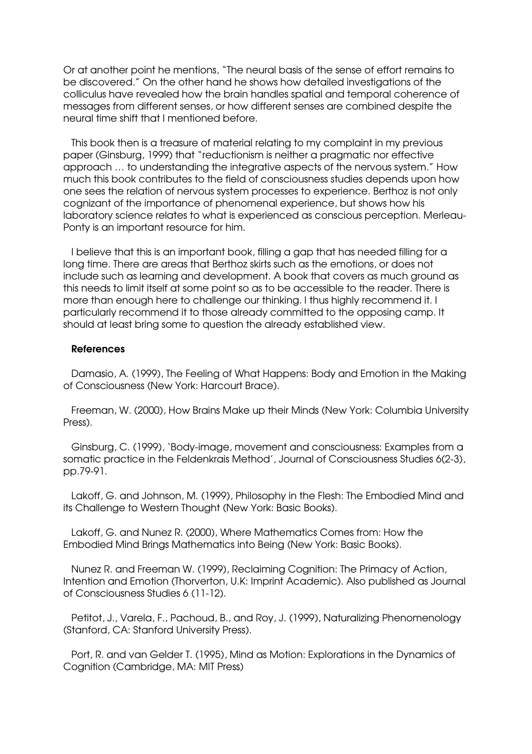Or at another point he mentions, "The neural basis of the sense of effort remains to be discovered." On the other hand he shows how detailed investigations of the colliculus have revealed how the brain handles spatial and temporal coherence of messages from different senses, or how different senses are combined despite the neural time shift that I mentioned before.

This book then is a treasure of material relating to my complaint in my previous paper (Ginsburg, 1999) that "reductionism is neither a pragmatic nor effective approach … to understanding the integrative aspects of the nervous system." How much this book contributes to the field of consciousness studies depends upon how one sees the relation of nervous system processes to experience. Berthoz is not only cognizant of the importance of phenomenal experience, but shows how his laboratory science relates to what is experienced as conscious perception. Merleau-Ponty is an important resource for him.

I believe that this is an important book, filling a gap that has needed filling for a long time. There are areas that Berthoz skirts such as the emotions, or does not include such as learning and development. A book that covers as much ground as this needs to limit itself at some point so as to be accessible to the reader. There is more than enough here to challenge our thinking. I thus highly recommend it. I particularly recommend it to those already committed to the opposing camp. It should at least bring some to question the already established view.

## References

Damasio, A. (1999), The Feeling of What Happens: Body and Emotion in the Making of Consciousness (New York: Harcourt Brace).

Freeman, W. (2000), How Brains Make up their Minds (New York: Columbia University Press).

Ginsburg, C. (1999), 'Body-image, movement and consciousness: Examples from a somatic practice in the Feldenkrais Method', Journal of Consciousness Studies 6(2-3), pp.79-91.

Lakoff, G. and Johnson, M. (1999), Philosophy in the Flesh: The Embodied Mind and its Challenge to Western Thought (New York: Basic Books).

Lakoff, G. and Nunez R. (2000), Where Mathematics Comes from: How the Embodied Mind Brings Mathematics into Being (New York: Basic Books).

Nunez R. and Freeman W. (1999), Reclaiming Cognition: The Primacy of Action, Intention and Emotion (Thorverton, U.K: Imprint Academic). Also published as Journal of Consciousness Studies 6 (11-12).

Petitot, J., Varela, F., Pachoud, B., and Roy, J. (1999), Naturalizing Phenomenology (Stanford, CA: Stanford University Press).

Port, R. and van Gelder T. (1995), Mind as Motion: Explorations in the Dynamics of Cognition (Cambridge, MA: MIT Press)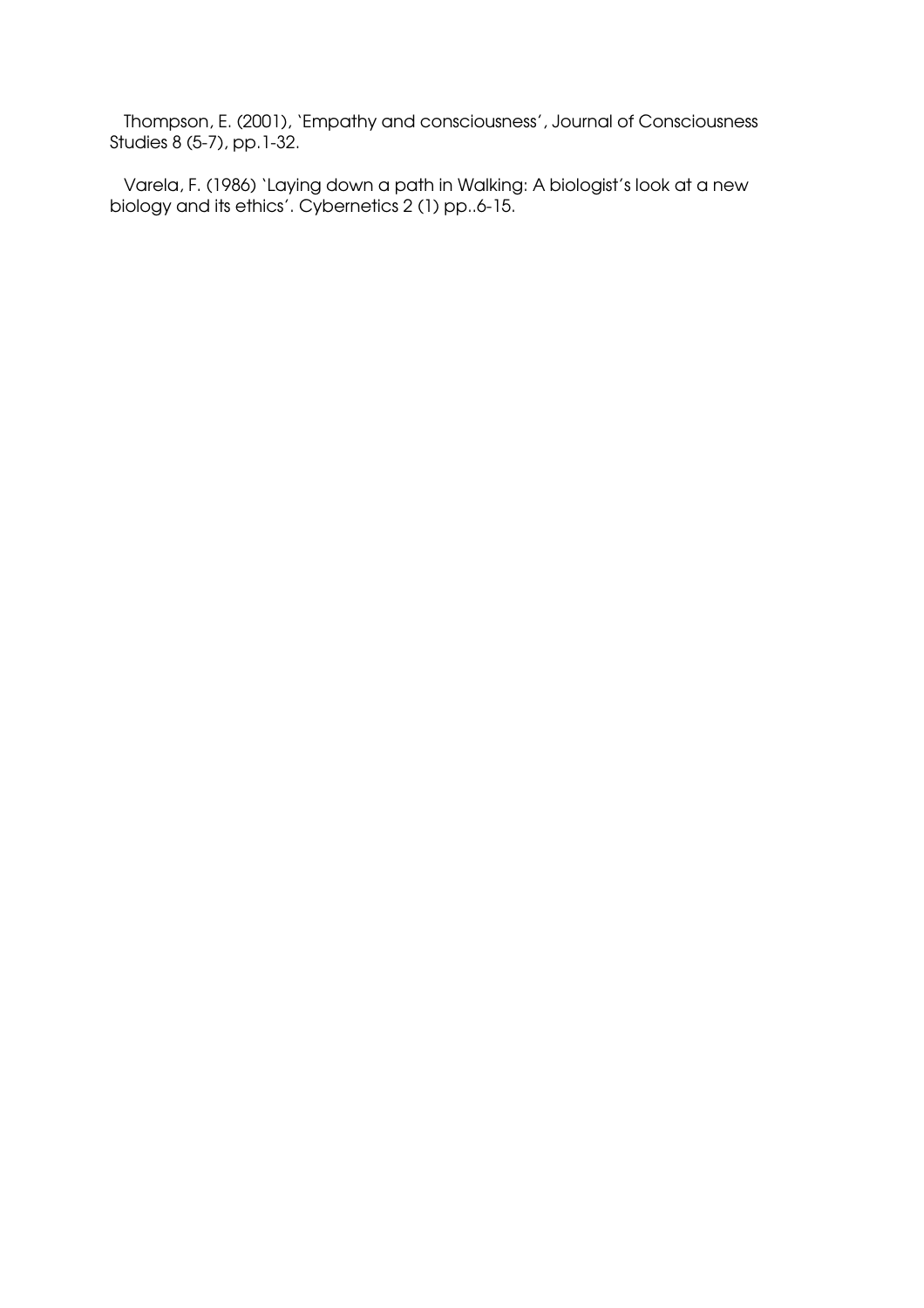Thompson, E. (2001), `Empathy and consciousness', Journal of Consciousness Studies 8 (5-7), pp.1-32.

Varela, F. (1986) `Laying down a path in Walking: A biologist's look at a new biology and its ethics'. Cybernetics 2 (1) pp..6-15.